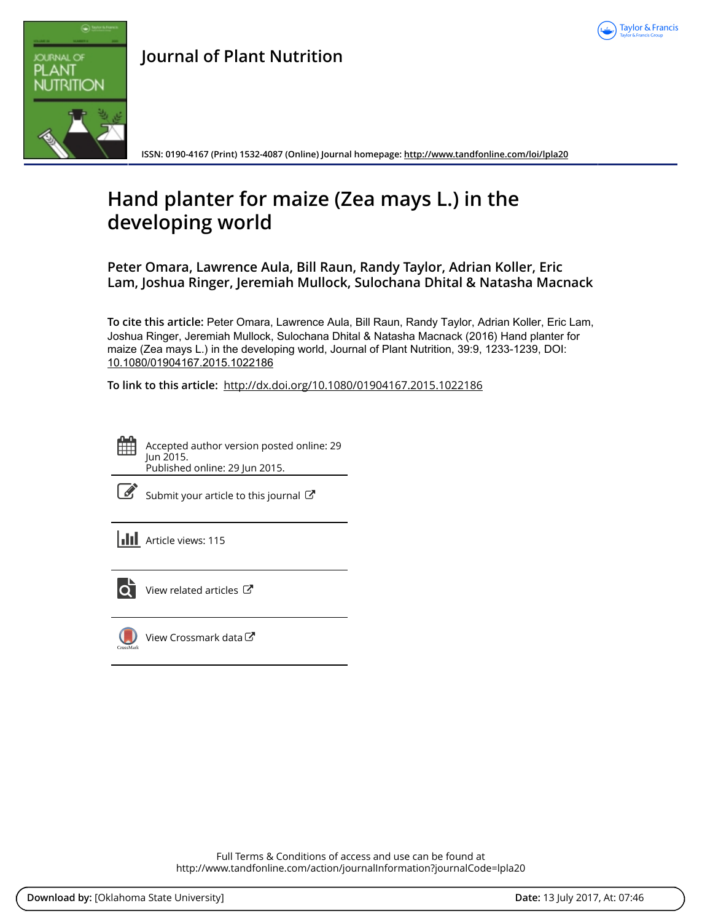# Journal of Plant Nutrition

ISSN: 0190-4167 (Print) 1532-4087 (Online) Journal homepage: http://www.tandfonline.com/loi/lpla20

# Hand planter for maize (Zea mays L.) in the developing world

**Peter Omara, Lawrence Aula, Bill Raun, Randy Taylor, Adrian Koller, Eric Lam, Joshua Ringer, Jeremiah Mullock, Sulochana Dhital & Natasha Macnack**

**To cite this article:** Peter Omara, Lawrence Aula, Bill Raun, Randy Taylor, Adrian Koller, Eric Lam, Joshua Ringer, Jeremiah Mullock, Sulochana Dhital & Natasha Macnack (2016) Hand planter for maize (Zea mays L.) in the developing world, Journal of Plant Nutrition, 39:9, 1233-1239, DOI: 10.1080/01904167.2015.1022186

**To link to this article:** http://dx.doi.org/10.1080/01904167.2015.1022186

Accepted author version posted online: 29 Jun 2015.
Published online: 29 Jun 2015.

Submit your article to this journal

Article views: 115

View related articles

View Crossmark data

Full Terms & Conditions of access and use can be found at
http://www.tandfonline.com/action/journalInformation?journalCode=lpla20

**Download by:** [Oklahoma State University] **Date:** 13 July 2017, At: 07:46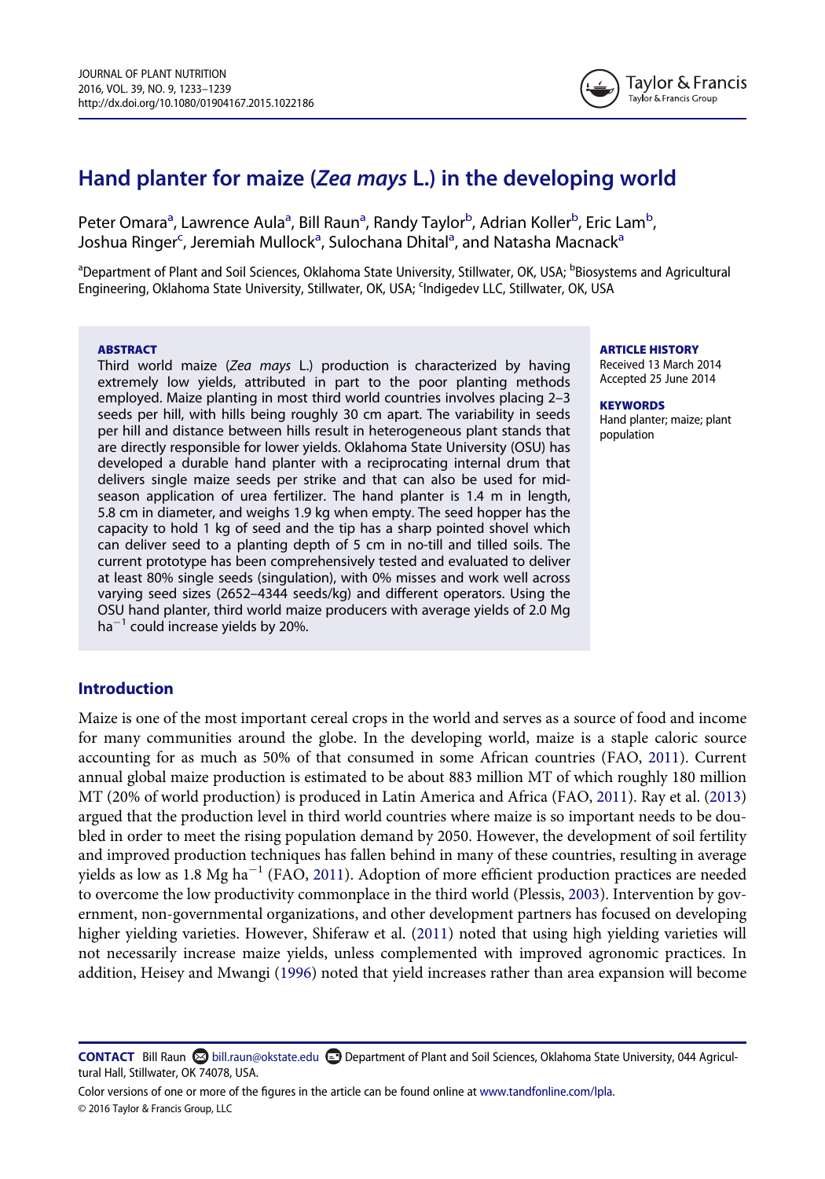# Hand planter for maize (*Zea mays* L.) in the developing world

Peter Omara[a], Lawrence Aula[a], Bill Raun[a], Randy Taylor[b], Adrian Koller[b], Eric Lam[b], Joshua Ringer[c], Jeremiah Mullock[a], Sulochana Dhital[a], and Natasha Macnack[a]

[a]Department of Plant and Soil Sciences, Oklahoma State University, Stillwater, OK, USA; [b]Biosystems and Agricultural Engineering, Oklahoma State University, Stillwater, OK, USA; [c]Indigedev LLC, Stillwater, OK, USA

### ABSTRACT

Third world maize (*Zea mays* L.) production is characterized by having extremely low yields, attributed in part to the poor planting methods employed. Maize planting in most third world countries involves placing 2–3 seeds per hill, with hills being roughly 30 cm apart. The variability in seeds per hill and distance between hills result in heterogeneous plant stands that are directly responsible for lower yields. Oklahoma State University (OSU) has developed a durable hand planter with a reciprocating internal drum that delivers single maize seeds per strike and that can also be used for mid-season application of urea fertilizer. The hand planter is 1.4 m in length, 5.8 cm in diameter, and weighs 1.9 kg when empty. The seed hopper has the capacity to hold 1 kg of seed and the tip has a sharp pointed shovel which can deliver seed to a planting depth of 5 cm in no-till and tilled soils. The current prototype has been comprehensively tested and evaluated to deliver at least 80% single seeds (singulation), with 0% misses and work well across varying seed sizes (2652–4344 seeds/kg) and different operators. Using the OSU hand planter, third world maize producers with average yields of 2.0 Mg ha$^{-1}$ could increase yields by 20%.

### ARTICLE HISTORY

Received 13 March 2014
Accepted 25 June 2014

### KEYWORDS

Hand planter; maize; plant population

## Introduction

Maize is one of the most important cereal crops in the world and serves as a source of food and income for many communities around the globe. In the developing world, maize is a staple caloric source accounting for as much as 50% of that consumed in some African countries (FAO, 2011). Current annual global maize production is estimated to be about 883 million MT of which roughly 180 million MT (20% of world production) is produced in Latin America and Africa (FAO, 2011). Ray et al. (2013) argued that the production level in third world countries where maize is so important needs to be doubled in order to meet the rising population demand by 2050. However, the development of soil fertility and improved production techniques has fallen behind in many of these countries, resulting in average yields as low as 1.8 Mg ha$^{-1}$ (FAO, 2011). Adoption of more efficient production practices are needed to overcome the low productivity commonplace in the third world (Plessis, 2003). Intervention by government, non-governmental organizations, and other development partners has focused on developing higher yielding varieties. However, Shiferaw et al. (2011) noted that using high yielding varieties will not necessarily increase maize yields, unless complemented with improved agronomic practices. In addition, Heisey and Mwangi (1996) noted that yield increases rather than area expansion will become

**CONTACT** Bill Raun bill.raun@okstate.edu Department of Plant and Soil Sciences, Oklahoma State University, 044 Agricultural Hall, Stillwater, OK 74078, USA.

Color versions of one or more of the figures in the article can be found online at www.tandfonline.com/lpla.

© 2016 Taylor & Francis Group, LLC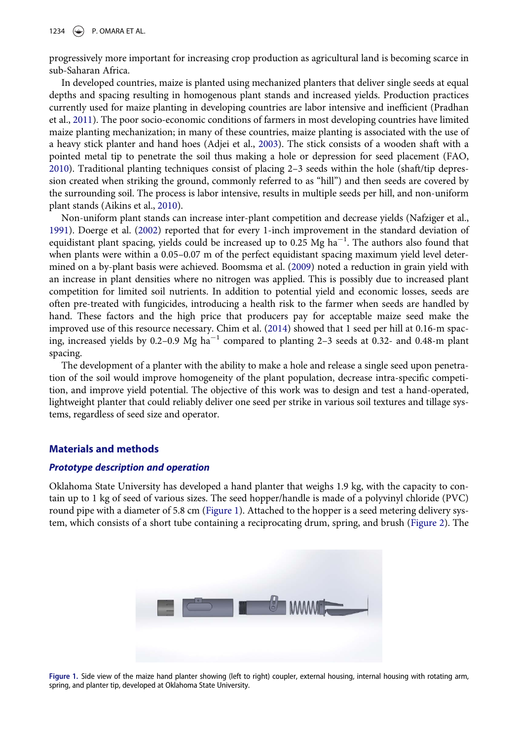progressively more important for increasing crop production as agricultural land is becoming scarce in sub-Saharan Africa.

In developed countries, maize is planted using mechanized planters that deliver single seeds at equal depths and spacing resulting in homogenous plant stands and increased yields. Production practices currently used for maize planting in developing countries are labor intensive and inefficient (Pradhan et al., 2011). The poor socio-economic conditions of farmers in most developing countries have limited maize planting mechanization; in many of these countries, maize planting is associated with the use of a heavy stick planter and hand hoes (Adjei et al., 2003). The stick consists of a wooden shaft with a pointed metal tip to penetrate the soil thus making a hole or depression for seed placement (FAO, 2010). Traditional planting techniques consist of placing 2–3 seeds within the hole (shaft/tip depression created when striking the ground, commonly referred to as "hill") and then seeds are covered by the surrounding soil. The process is labor intensive, results in multiple seeds per hill, and non-uniform plant stands (Aikins et al., 2010).

Non-uniform plant stands can increase inter-plant competition and decrease yields (Nafziger et al., 1991). Doerge et al. (2002) reported that for every 1-inch improvement in the standard deviation of equidistant plant spacing, yields could be increased up to 0.25 Mg ha$^{-1}$. The authors also found that when plants were within a 0.05–0.07 m of the perfect equidistant spacing maximum yield level determined on a by-plant basis were achieved. Boomsma et al. (2009) noted a reduction in grain yield with an increase in plant densities where no nitrogen was applied. This is possibly due to increased plant competition for limited soil nutrients. In addition to potential yield and economic losses, seeds are often pre-treated with fungicides, introducing a health risk to the farmer when seeds are handled by hand. These factors and the high price that producers pay for acceptable maize seed make the improved use of this resource necessary. Chim et al. (2014) showed that 1 seed per hill at 0.16-m spacing, increased yields by 0.2–0.9 Mg ha$^{-1}$ compared to planting 2–3 seeds at 0.32- and 0.48-m plant spacing.

The development of a planter with the ability to make a hole and release a single seed upon penetration of the soil would improve homogeneity of the plant population, decrease intra-specific competition, and improve yield potential. The objective of this work was to design and test a hand-operated, lightweight planter that could reliably deliver one seed per strike in various soil textures and tillage systems, regardless of seed size and operator.

## Materials and methods

### *Prototype description and operation*

Oklahoma State University has developed a hand planter that weighs 1.9 kg, with the capacity to contain up to 1 kg of seed of various sizes. The seed hopper/handle is made of a polyvinyl chloride (PVC) round pipe with a diameter of 5.8 cm (Figure 1). Attached to the hopper is a seed metering delivery system, which consists of a short tube containing a reciprocating drum, spring, and brush (Figure 2). The

Figure 1. Side view of the maize hand planter showing (left to right) coupler, external housing, internal housing with rotating arm, spring, and planter tip, developed at Oklahoma State University.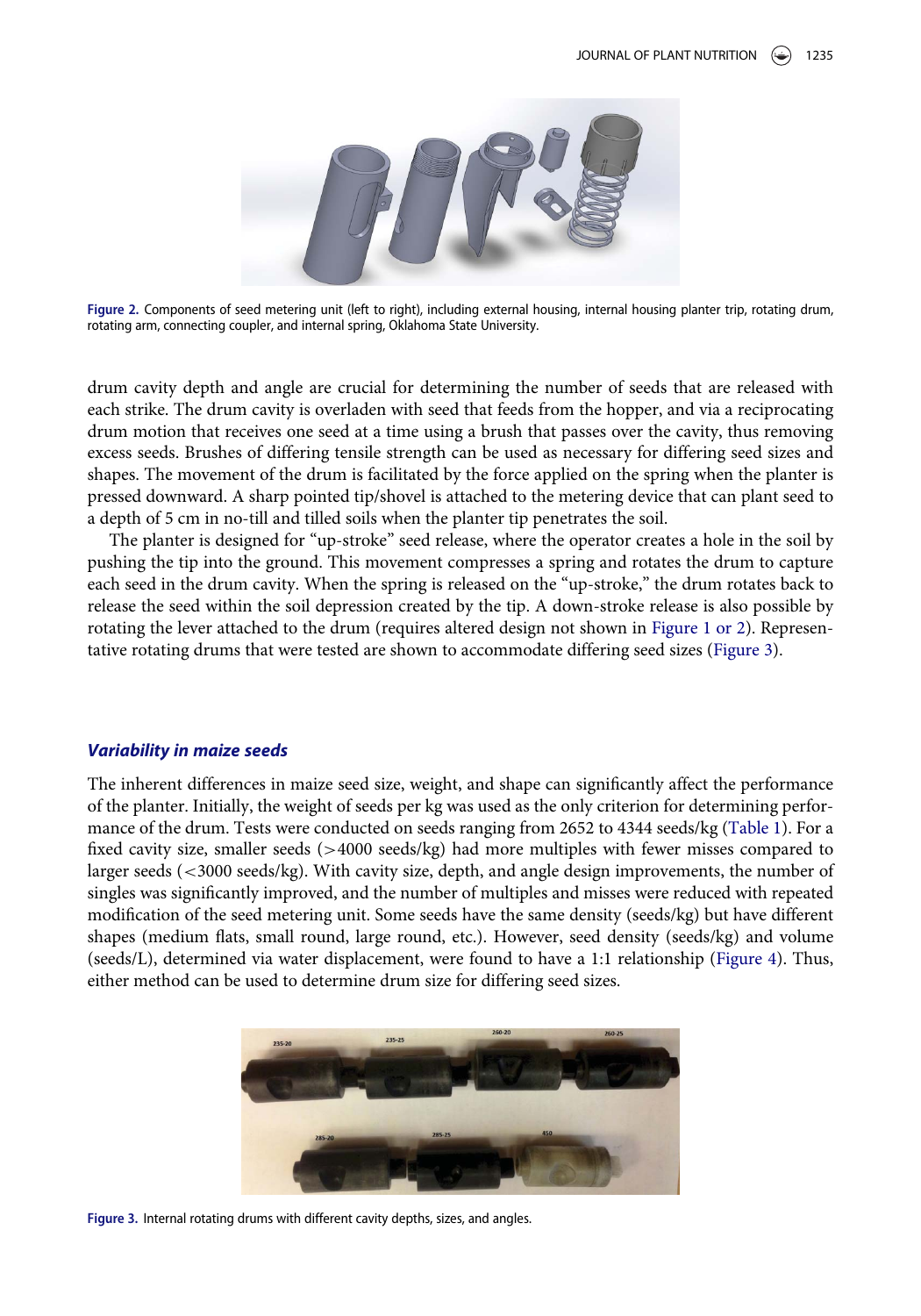Figure 2. Components of seed metering unit (left to right), including external housing, internal housing planter trip, rotating drum, rotating arm, connecting coupler, and internal spring, Oklahoma State University.

drum cavity depth and angle are crucial for determining the number of seeds that are released with each strike. The drum cavity is overladen with seed that feeds from the hopper, and via a reciprocating drum motion that receives one seed at a time using a brush that passes over the cavity, thus removing excess seeds. Brushes of differing tensile strength can be used as necessary for differing seed sizes and shapes. The movement of the drum is facilitated by the force applied on the spring when the planter is pressed downward. A sharp pointed tip/shovel is attached to the metering device that can plant seed to a depth of 5 cm in no-till and tilled soils when the planter tip penetrates the soil.

The planter is designed for "up-stroke" seed release, where the operator creates a hole in the soil by pushing the tip into the ground. This movement compresses a spring and rotates the drum to capture each seed in the drum cavity. When the spring is released on the "up-stroke," the drum rotates back to release the seed within the soil depression created by the tip. A down-stroke release is also possible by rotating the lever attached to the drum (requires altered design not shown in Figure 1 or 2). Representative rotating drums that were tested are shown to accommodate differing seed sizes (Figure 3).

### *Variability in maize seeds*

The inherent differences in maize seed size, weight, and shape can significantly affect the performance of the planter. Initially, the weight of seeds per kg was used as the only criterion for determining performance of the drum. Tests were conducted on seeds ranging from 2652 to 4344 seeds/kg (Table 1). For a fixed cavity size, smaller seeds (>4000 seeds/kg) had more multiples with fewer misses compared to larger seeds (<3000 seeds/kg). With cavity size, depth, and angle design improvements, the number of singles was significantly improved, and the number of multiples and misses were reduced with repeated modification of the seed metering unit. Some seeds have the same density (seeds/kg) but have different shapes (medium flats, small round, large round, etc.). However, seed density (seeds/kg) and volume (seeds/L), determined via water displacement, were found to have a 1:1 relationship (Figure 4). Thus, either method can be used to determine drum size for differing seed sizes.

Figure 3. Internal rotating drums with different cavity depths, sizes, and angles.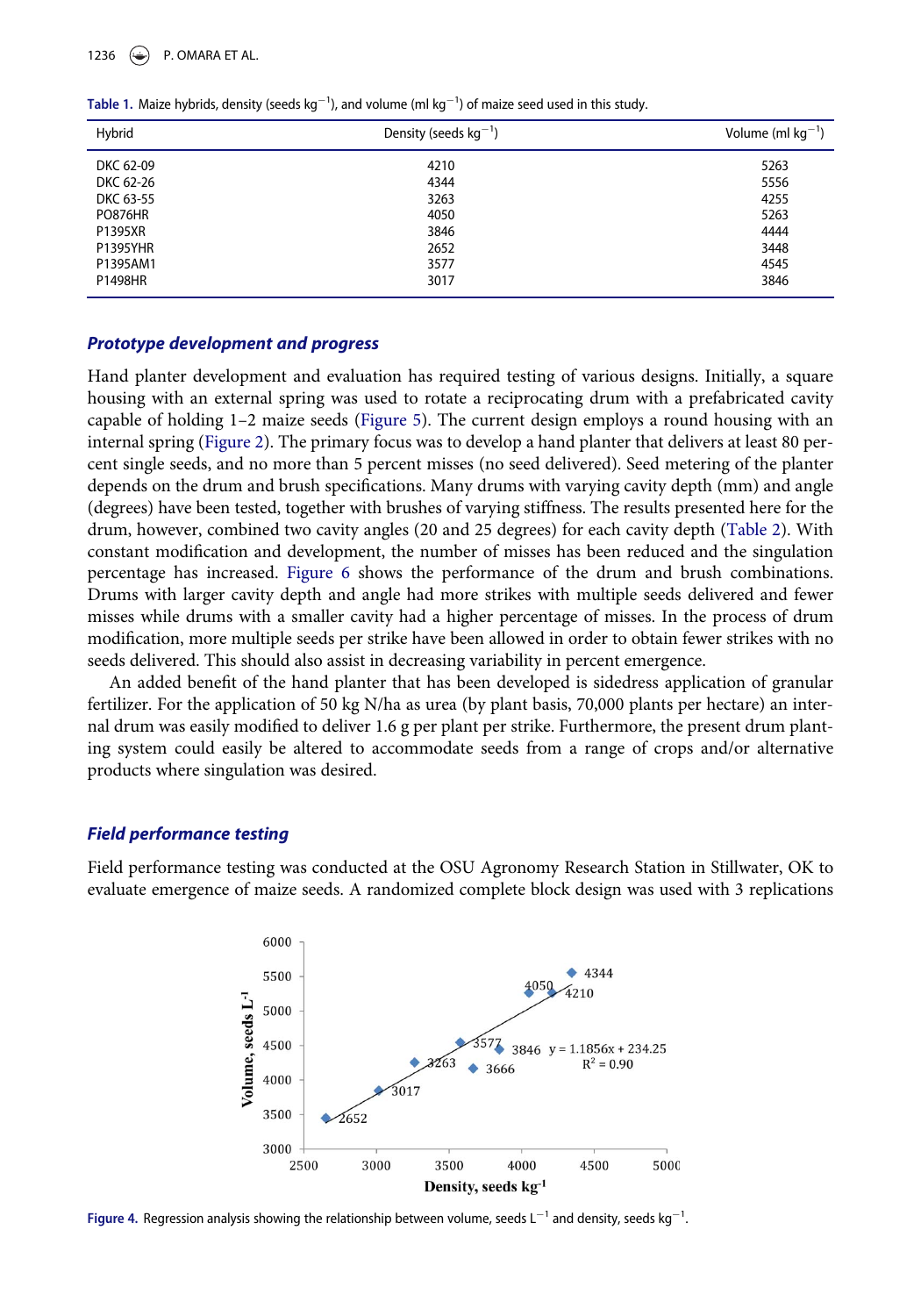**Table 1.** Maize hybrids, density (seeds kg$^{-1}$), and volume (ml kg$^{-1}$) of maize seed used in this study.

| Hybrid | Density (seeds kg$^{-1}$) | Volume (ml kg$^{-1}$) |
|---|---|---|
| DKC 62-09 | 4210 | 5263 |
| DKC 62-26 | 4344 | 5556 |
| DKC 63-55 | 3263 | 4255 |
| PO876HR | 4050 | 5263 |
| P1395XR | 3846 | 4444 |
| P1395YHR | 2652 | 3448 |
| P1395AM1 | 3577 | 4545 |
| P1498HR | 3017 | 3846 |

### *Prototype development and progress*

Hand planter development and evaluation has required testing of various designs. Initially, a square housing with an external spring was used to rotate a reciprocating drum with a prefabricated cavity capable of holding 1–2 maize seeds (Figure 5). The current design employs a round housing with an internal spring (Figure 2). The primary focus was to develop a hand planter that delivers at least 80 percent single seeds, and no more than 5 percent misses (no seed delivered). Seed metering of the planter depends on the drum and brush specifications. Many drums with varying cavity depth (mm) and angle (degrees) have been tested, together with brushes of varying stiffness. The results presented here for the drum, however, combined two cavity angles (20 and 25 degrees) for each cavity depth (Table 2). With constant modification and development, the number of misses has been reduced and the singulation percentage has increased. Figure 6 shows the performance of the drum and brush combinations. Drums with larger cavity depth and angle had more strikes with multiple seeds delivered and fewer misses while drums with a smaller cavity had a higher percentage of misses. In the process of drum modification, more multiple seeds per strike have been allowed in order to obtain fewer strikes with no seeds delivered. This should also assist in decreasing variability in percent emergence.

An added benefit of the hand planter that has been developed is sidedress application of granular fertilizer. For the application of 50 kg N/ha as urea (by plant basis, 70,000 plants per hectare) an internal drum was easily modified to deliver 1.6 g per plant per strike. Furthermore, the present drum planting system could easily be altered to accommodate seeds from a range of crops and/or alternative products where singulation was desired.

### *Field performance testing*

Field performance testing was conducted at the OSU Agronomy Research Station in Stillwater, OK to evaluate emergence of maize seeds. A randomized complete block design was used with 3 replications

**Figure 4.** Regression analysis showing the relationship between volume, seeds L$^{-1}$ and density, seeds kg$^{-1}$.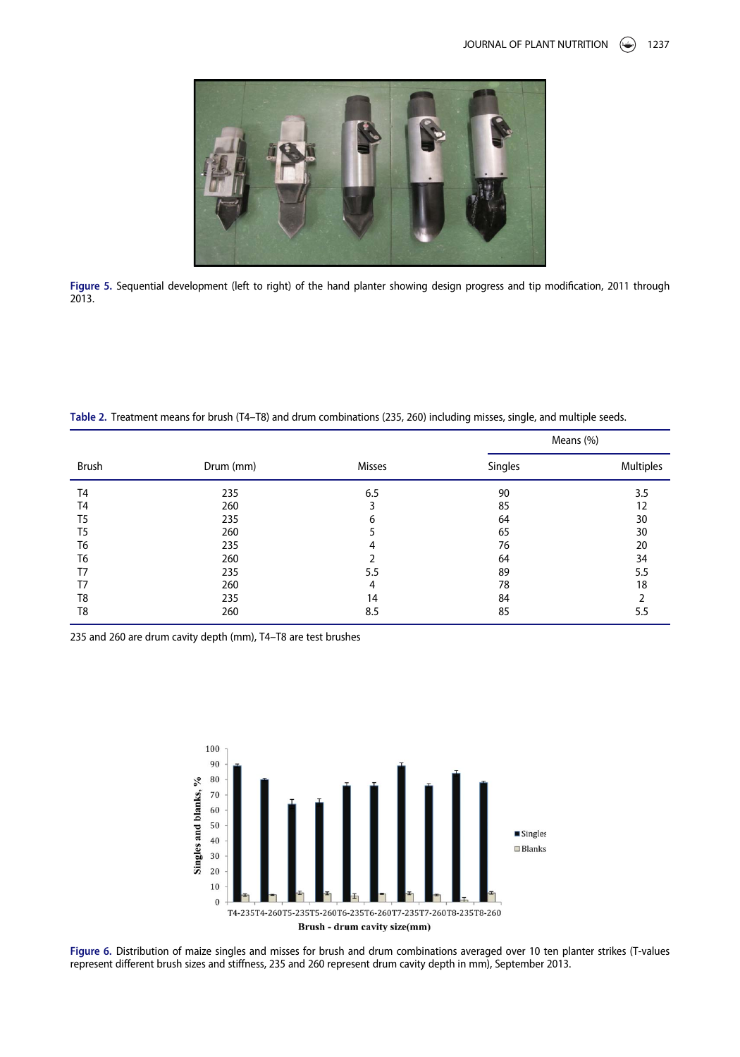Figure 5. Sequential development (left to right) of the hand planter showing design progress and tip modification, 2011 through 2013.

Table 2. Treatment means for brush (T4–T8) and drum combinations (235, 260) including misses, single, and multiple seeds.

| Brush | Drum (mm) | Misses | Singles | Multiples |
|---|---|---|---|---|
| | | | Means (%) | |
| T4 | 235 | 6.5 | 90 | 3.5 |
| T4 | 260 | 3 | 85 | 12 |
| T5 | 235 | 6 | 64 | 30 |
| T5 | 260 | 5 | 65 | 30 |
| T6 | 235 | 4 | 76 | 20 |
| T6 | 260 | 2 | 64 | 34 |
| T7 | 235 | 5.5 | 89 | 5.5 |
| T7 | 260 | 4 | 78 | 18 |
| T8 | 235 | 14 | 84 | 2 |
| T8 | 260 | 8.5 | 85 | 5.5 |

235 and 260 are drum cavity depth (mm), T4–T8 are test brushes

Figure 6. Distribution of maize singles and misses for brush and drum combinations averaged over 10 ten planter strikes (T-values represent different brush sizes and stiffness, 235 and 260 represent drum cavity depth in mm), September 2013.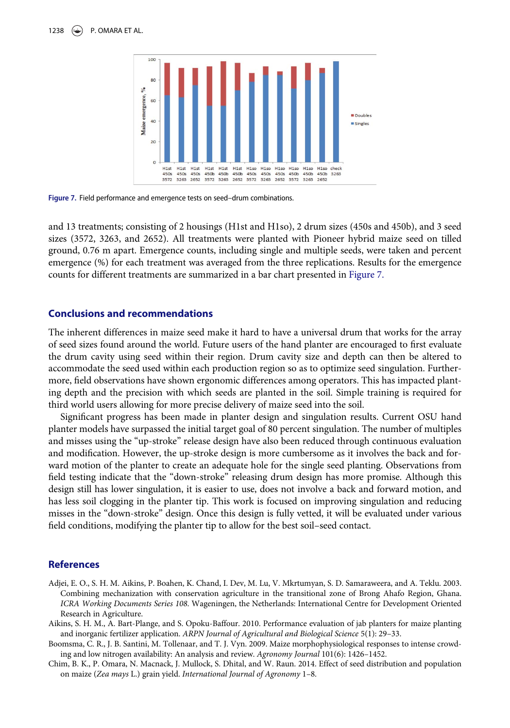Figure 7. Field performance and emergence tests on seed–drum combinations.

and 13 treatments; consisting of 2 housings (H1st and H1so), 2 drum sizes (450s and 450b), and 3 seed sizes (3572, 3263, and 2652). All treatments were planted with Pioneer hybrid maize seed on tilled ground, 0.76 m apart. Emergence counts, including single and multiple seeds, were taken and percent emergence (%) for each treatment was averaged from the three replications. Results for the emergence counts for different treatments are summarized in a bar chart presented in Figure 7.

## Conclusions and recommendations

The inherent differences in maize seed make it hard to have a universal drum that works for the array of seed sizes found around the world. Future users of the hand planter are encouraged to first evaluate the drum cavity using seed within their region. Drum cavity size and depth can then be altered to accommodate the seed used within each production region so as to optimize seed singulation. Furthermore, field observations have shown ergonomic differences among operators. This has impacted planting depth and the precision with which seeds are planted in the soil. Simple training is required for third world users allowing for more precise delivery of maize seed into the soil.

Significant progress has been made in planter design and singulation results. Current OSU hand planter models have surpassed the initial target goal of 80 percent singulation. The number of multiples and misses using the "up-stroke" release design have also been reduced through continuous evaluation and modification. However, the up-stroke design is more cumbersome as it involves the back and forward motion of the planter to create an adequate hole for the single seed planting. Observations from field testing indicate that the "down-stroke" releasing drum design has more promise. Although this design still has lower singulation, it is easier to use, does not involve a back and forward motion, and has less soil clogging in the planter tip. This work is focused on improving singulation and reducing misses in the "down-stroke" design. Once this design is fully vetted, it will be evaluated under various field conditions, modifying the planter tip to allow for the best soil–seed contact.

## References

Adjei, E. O., S. H. M. Aikins, P. Boahen, K. Chand, I. Dev, M. Lu, V. Mkrtumyan, S. D. Samaraweera, and A. Teklu. 2003. Combining mechanization with conservation agriculture in the transitional zone of Brong Ahafo Region, Ghana. *ICRA Working Documents Series 108*. Wageningen, the Netherlands: International Centre for Development Oriented Research in Agriculture.

Aikins, S. H. M., A. Bart-Plange, and S. Opoku-Baffour. 2010. Performance evaluation of jab planters for maize planting and inorganic fertilizer application. *ARPN Journal of Agricultural and Biological Science* 5(1): 29–33.

Boomsma, C. R., J. B. Santini, M. Tollenaar, and T. J. Vyn. 2009. Maize morphophysiological responses to intense crowding and low nitrogen availability: An analysis and review. *Agronomy Journal* 101(6): 1426–1452.

Chim, B. K., P. Omara, N. Macnack, J. Mullock, S. Dhital, and W. Raun. 2014. Effect of seed distribution and population on maize (*Zea mays* L.) grain yield. *International Journal of Agronomy* 1–8.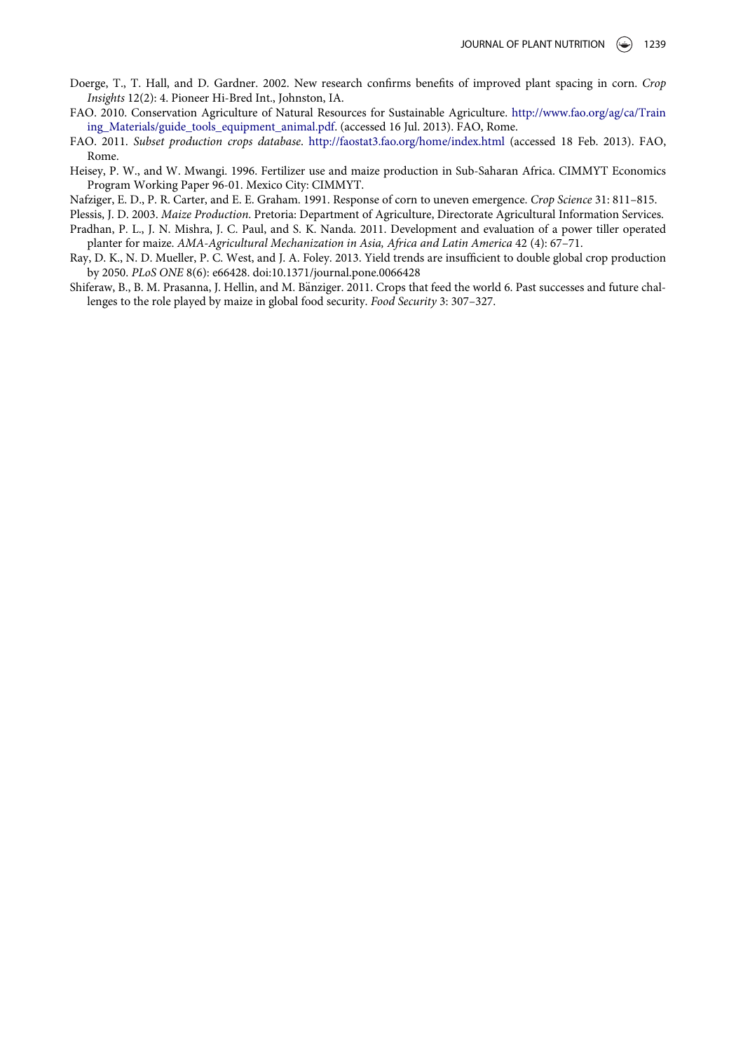Doerge, T., T. Hall, and D. Gardner. 2002. New research confirms benefits of improved plant spacing in corn. *Crop Insights* 12(2): 4. Pioneer Hi-Bred Int., Johnston, IA.

FAO. 2010. Conservation Agriculture of Natural Resources for Sustainable Agriculture. http://www.fao.org/ag/ca/Training_Materials/guide_tools_equipment_animal.pdf. (accessed 16 Jul. 2013). FAO, Rome.

FAO. 2011. *Subset production crops database*. http://faostat3.fao.org/home/index.html (accessed 18 Feb. 2013). FAO, Rome.

Heisey, P. W., and W. Mwangi. 1996. Fertilizer use and maize production in Sub-Saharan Africa. CIMMYT Economics Program Working Paper 96-01. Mexico City: CIMMYT.

Nafziger, E. D., P. R. Carter, and E. E. Graham. 1991. Response of corn to uneven emergence. *Crop Science* 31: 811–815.

Plessis, J. D. 2003. *Maize Production*. Pretoria: Department of Agriculture, Directorate Agricultural Information Services.

Pradhan, P. L., J. N. Mishra, J. C. Paul, and S. K. Nanda. 2011. Development and evaluation of a power tiller operated planter for maize. *AMA-Agricultural Mechanization in Asia, Africa and Latin America* 42 (4): 67–71.

Ray, D. K., N. D. Mueller, P. C. West, and J. A. Foley. 2013. Yield trends are insufficient to double global crop production by 2050. *PLoS ONE* 8(6): e66428. doi:10.1371/journal.pone.0066428

Shiferaw, B., B. M. Prasanna, J. Hellin, and M. Bänziger. 2011. Crops that feed the world 6. Past successes and future challenges to the role played by maize in global food security. *Food Security* 3: 307–327.